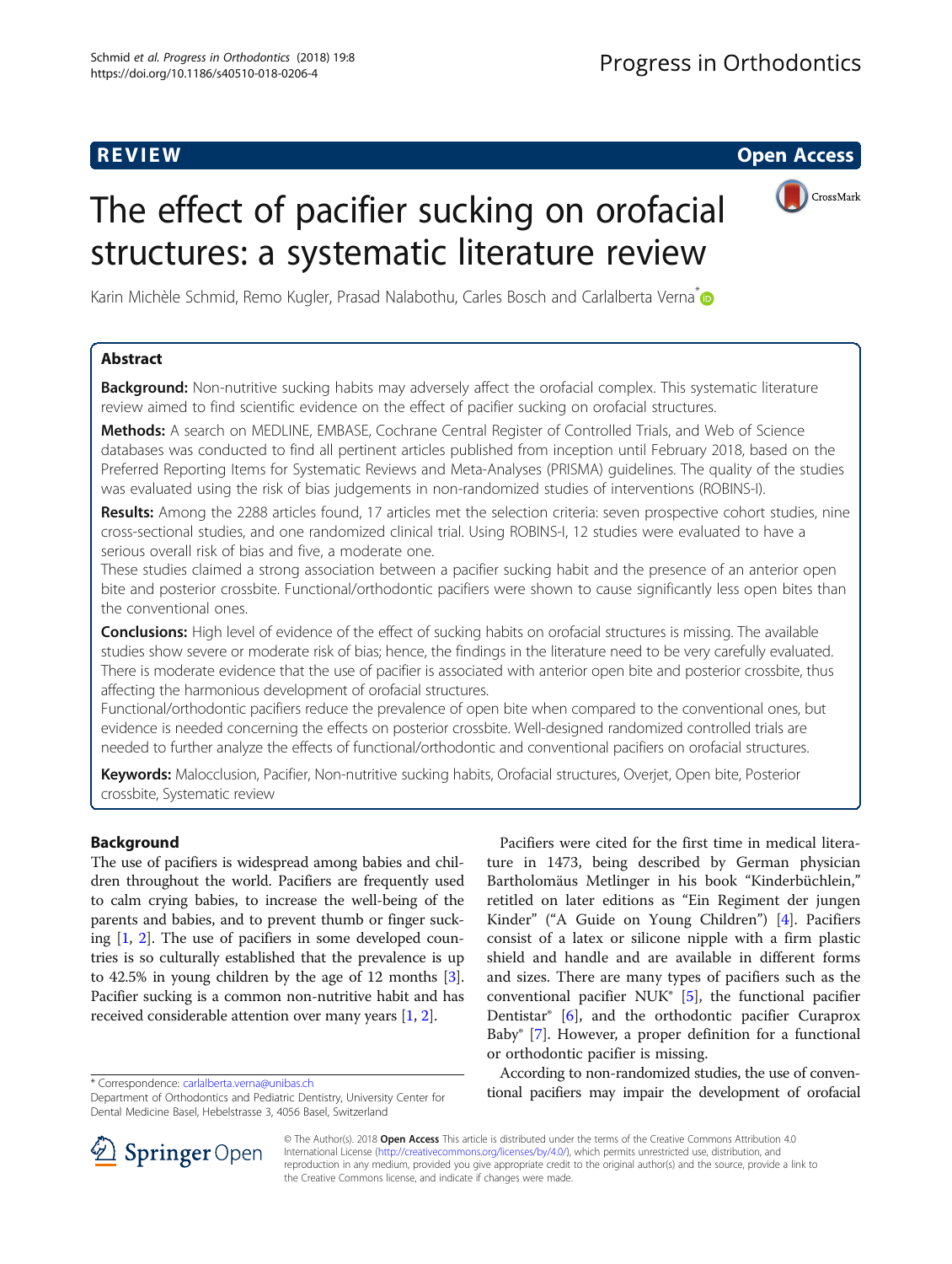**REVIEW** **Open Access**

# The effect of pacifier sucking on orofacial structures: a systematic literature review

Karin Michèle Schmid, Remo Kugler, Prasad Nalabothu, Carles Bosch and Carlalberta Verna*

## Abstract

**Background:** Non-nutritive sucking habits may adversely affect the orofacial complex. This systematic literature review aimed to find scientific evidence on the effect of pacifier sucking on orofacial structures.

**Methods:** A search on MEDLINE, EMBASE, Cochrane Central Register of Controlled Trials, and Web of Science databases was conducted to find all pertinent articles published from inception until February 2018, based on the Preferred Reporting Items for Systematic Reviews and Meta-Analyses (PRISMA) guidelines. The quality of the studies was evaluated using the risk of bias judgements in non-randomized studies of interventions (ROBINS-I).

**Results:** Among the 2288 articles found, 17 articles met the selection criteria: seven prospective cohort studies, nine cross-sectional studies, and one randomized clinical trial. Using ROBINS-I, 12 studies were evaluated to have a serious overall risk of bias and five, a moderate one.

These studies claimed a strong association between a pacifier sucking habit and the presence of an anterior open bite and posterior crossbite. Functional/orthodontic pacifiers were shown to cause significantly less open bites than the conventional ones.

**Conclusions:** High level of evidence of the effect of sucking habits on orofacial structures is missing. The available studies show severe or moderate risk of bias; hence, the findings in the literature need to be very carefully evaluated. There is moderate evidence that the use of pacifier is associated with anterior open bite and posterior crossbite, thus affecting the harmonious development of orofacial structures.

Functional/orthodontic pacifiers reduce the prevalence of open bite when compared to the conventional ones, but evidence is needed concerning the effects on posterior crossbite. Well-designed randomized controlled trials are needed to further analyze the effects of functional/orthodontic and conventional pacifiers on orofacial structures.

**Keywords:** Malocclusion, Pacifier, Non-nutritive sucking habits, Orofacial structures, Overjet, Open bite, Posterior crossbite, Systematic review

## Background

The use of pacifiers is widespread among babies and children throughout the world. Pacifiers are frequently used to calm crying babies, to increase the well-being of the parents and babies, and to prevent thumb or finger sucking [1, 2]. The use of pacifiers in some developed countries is so culturally established that the prevalence is up to 42.5% in young children by the age of 12 months [3]. Pacifier sucking is a common non-nutritive habit and has received considerable attention over many years [1, 2].

Pacifiers were cited for the first time in medical literature in 1473, being described by German physician Bartholomäus Metlinger in his book "Kinderbüchlein," retitled on later editions as "Ein Regiment der jungen Kinder" ("A Guide on Young Children") [4]. Pacifiers consist of a latex or silicone nipple with a firm plastic shield and handle and are available in different forms and sizes. There are many types of pacifiers such as the conventional pacifier NUK® [5], the functional pacifier Dentistar® [6], and the orthodontic pacifier Curaprox Baby® [7]. However, a proper definition for a functional or orthodontic pacifier is missing.

According to non-randomized studies, the use of conventional pacifiers may impair the development of orofacial

\* Correspondence: carlalberta.verna@unibas.ch
Department of Orthodontics and Pediatric Dentistry, University Center for Dental Medicine Basel, Hebelstrasse 3, 4056 Basel, Switzerland

© The Author(s). 2018 **Open Access** This article is distributed under the terms of the Creative Commons Attribution 4.0 International License (http://creativecommons.org/licenses/by/4.0/), which permits unrestricted use, distribution, and reproduction in any medium, provided you give appropriate credit to the original author(s) and the source, provide a link to the Creative Commons license, and indicate if changes were made.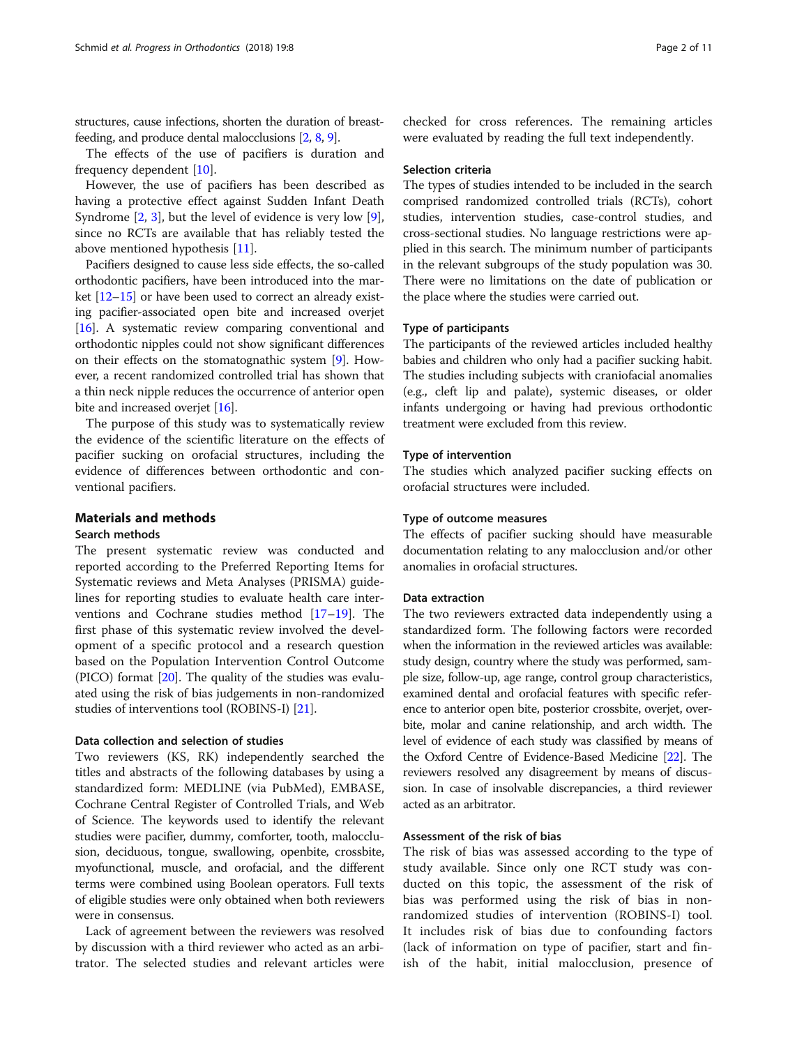structures, cause infections, shorten the duration of breastfeeding, and produce dental malocclusions [2, 8, 9].

The effects of the use of pacifiers is duration and frequency dependent [10].

However, the use of pacifiers has been described as having a protective effect against Sudden Infant Death Syndrome [2, 3], but the level of evidence is very low [9], since no RCTs are available that has reliably tested the above mentioned hypothesis [11].

Pacifiers designed to cause less side effects, the so-called orthodontic pacifiers, have been introduced into the market [12–15] or have been used to correct an already existing pacifier-associated open bite and increased overjet [16]. A systematic review comparing conventional and orthodontic nipples could not show significant differences on their effects on the stomatognathic system [9]. However, a recent randomized controlled trial has shown that a thin neck nipple reduces the occurrence of anterior open bite and increased overjet [16].

The purpose of this study was to systematically review the evidence of the scientific literature on the effects of pacifier sucking on orofacial structures, including the evidence of differences between orthodontic and conventional pacifiers.

## Materials and methods

### Search methods

The present systematic review was conducted and reported according to the Preferred Reporting Items for Systematic reviews and Meta Analyses (PRISMA) guidelines for reporting studies to evaluate health care interventions and Cochrane studies method [17–19]. The first phase of this systematic review involved the development of a specific protocol and a research question based on the Population Intervention Control Outcome (PICO) format [20]. The quality of the studies was evaluated using the risk of bias judgements in non-randomized studies of interventions tool (ROBINS-I) [21].

#### Data collection and selection of studies

Two reviewers (KS, RK) independently searched the titles and abstracts of the following databases by using a standardized form: MEDLINE (via PubMed), EMBASE, Cochrane Central Register of Controlled Trials, and Web of Science. The keywords used to identify the relevant studies were pacifier, dummy, comforter, tooth, malocclusion, deciduous, tongue, swallowing, openbite, crossbite, myofunctional, muscle, and orofacial, and the different terms were combined using Boolean operators. Full texts of eligible studies were only obtained when both reviewers were in consensus.

Lack of agreement between the reviewers was resolved by discussion with a third reviewer who acted as an arbitrator. The selected studies and relevant articles were checked for cross references. The remaining articles were evaluated by reading the full text independently.

#### Selection criteria

The types of studies intended to be included in the search comprised randomized controlled trials (RCTs), cohort studies, intervention studies, case-control studies, and cross-sectional studies. No language restrictions were applied in this search. The minimum number of participants in the relevant subgroups of the study population was 30. There were no limitations on the date of publication or the place where the studies were carried out.

#### Type of participants

The participants of the reviewed articles included healthy babies and children who only had a pacifier sucking habit. The studies including subjects with craniofacial anomalies (e.g., cleft lip and palate), systemic diseases, or older infants undergoing or having had previous orthodontic treatment were excluded from this review.

#### Type of intervention

The studies which analyzed pacifier sucking effects on orofacial structures were included.

#### Type of outcome measures

The effects of pacifier sucking should have measurable documentation relating to any malocclusion and/or other anomalies in orofacial structures.

#### Data extraction

The two reviewers extracted data independently using a standardized form. The following factors were recorded when the information in the reviewed articles was available: study design, country where the study was performed, sample size, follow-up, age range, control group characteristics, examined dental and orofacial features with specific reference to anterior open bite, posterior crossbite, overjet, overbite, molar and canine relationship, and arch width. The level of evidence of each study was classified by means of the Oxford Centre of Evidence-Based Medicine [22]. The reviewers resolved any disagreement by means of discussion. In case of insolvable discrepancies, a third reviewer acted as an arbitrator.

#### Assessment of the risk of bias

The risk of bias was assessed according to the type of study available. Since only one RCT study was conducted on this topic, the assessment of the risk of bias was performed using the risk of bias in non-randomized studies of intervention (ROBINS-I) tool. It includes risk of bias due to confounding factors (lack of information on type of pacifier, start and finish of the habit, initial malocclusion, presence of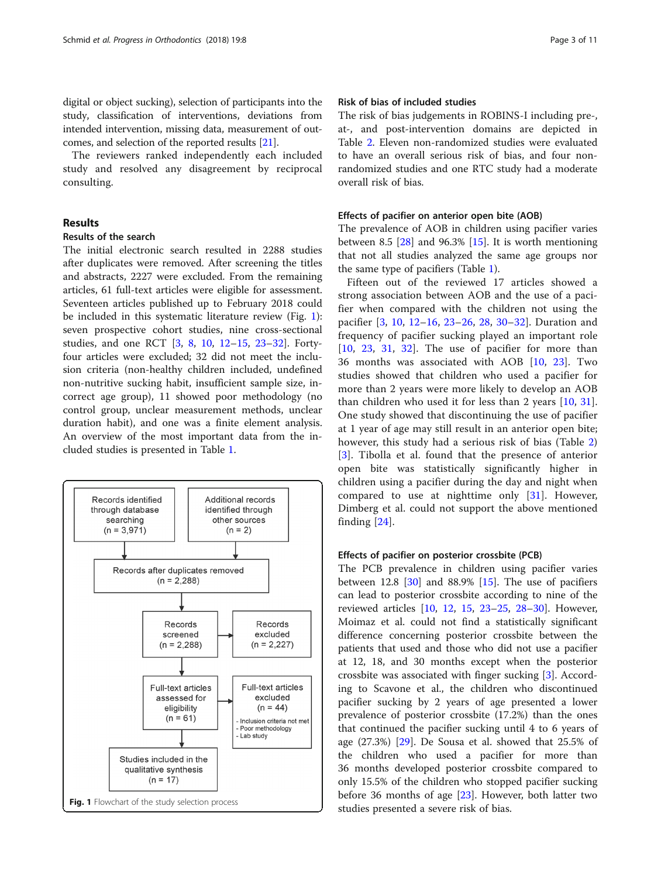digital or object sucking), selection of participants into the study, classification of interventions, deviations from intended intervention, missing data, measurement of outcomes, and selection of the reported results [21].

The reviewers ranked independently each included study and resolved any disagreement by reciprocal consulting.

## Results

### Results of the search

The initial electronic search resulted in 2288 studies after duplicates were removed. After screening the titles and abstracts, 2227 were excluded. From the remaining articles, 61 full-text articles were eligible for assessment. Seventeen articles published up to February 2018 could be included in this systematic literature review (Fig. 1): seven prospective cohort studies, nine cross-sectional studies, and one RCT [3, 8, 10, 12–15, 23–32]. Forty-four articles were excluded; 32 did not meet the inclusion criteria (non-healthy children included, undefined non-nutritive sucking habit, insufficient sample size, incorrect age group), 11 showed poor methodology (no control group, unclear measurement methods, unclear duration habit), and one was a finite element analysis. An overview of the most important data from the included studies is presented in Table 1.

Records identified through database searching (n = 3,971)

Additional records identified through other sources (n = 2)

Records after duplicates removed (n = 2,288)

Records screened (n = 2,288)

Records excluded (n = 2,227)

Full-text articles assessed for eligibility (n = 61)

Full-text articles excluded (n = 44)
- Inclusion criteria not met
- Poor methodology
- Lab study

Studies included in the qualitative synthesis (n = 17)

**Fig. 1** Flowchart of the study selection process

### Risk of bias of included studies

The risk of bias judgements in ROBINS-I including pre-, at-, and post-intervention domains are depicted in Table 2. Eleven non-randomized studies were evaluated to have an overall serious risk of bias, and four non-randomized studies and one RTC study had a moderate overall risk of bias.

### Effects of pacifier on anterior open bite (AOB)

The prevalence of AOB in children using pacifier varies between 8.5 [28] and 96.3% [15]. It is worth mentioning that not all studies analyzed the same age groups nor the same type of pacifiers (Table 1).

Fifteen out of the reviewed 17 articles showed a strong association between AOB and the use of a pacifier when compared with the children not using the pacifier [3, 10, 12–16, 23–26, 28, 30–32]. Duration and frequency of pacifier sucking played an important role [10, 23, 31, 32]. The use of pacifier for more than 36 months was associated with AOB [10, 23]. Two studies showed that children who used a pacifier for more than 2 years were more likely to develop an AOB than children who used it for less than 2 years [10, 31]. One study showed that discontinuing the use of pacifier at 1 year of age may still result in an anterior open bite; however, this study had a serious risk of bias (Table 2) [3]. Tibolla et al. found that the presence of anterior open bite was statistically significantly higher in children using a pacifier during the day and night when compared to use at nighttime only [31]. However, Dimberg et al. could not support the above mentioned finding [24].

### Effects of pacifier on posterior crossbite (PCB)

The PCB prevalence in children using pacifier varies between 12.8 [30] and 88.9% [15]. The use of pacifiers can lead to posterior crossbite according to nine of the reviewed articles [10, 12, 15, 23–25, 28–30]. However, Moimaz et al. could not find a statistically significant difference concerning posterior crossbite between the patients that used and those who did not use a pacifier at 12, 18, and 30 months except when the posterior crossbite was associated with finger sucking [3]. According to Scavone et al., the children who discontinued pacifier sucking by 2 years of age presented a lower prevalence of posterior crossbite (17.2%) than the ones that continued the pacifier sucking until 4 to 6 years of age (27.3%) [29]. De Sousa et al. showed that 25.5% of the children who used a pacifier for more than 36 months developed posterior crossbite compared to only 15.5% of the children who stopped pacifier sucking before 36 months of age [23]. However, both latter two studies presented a severe risk of bias.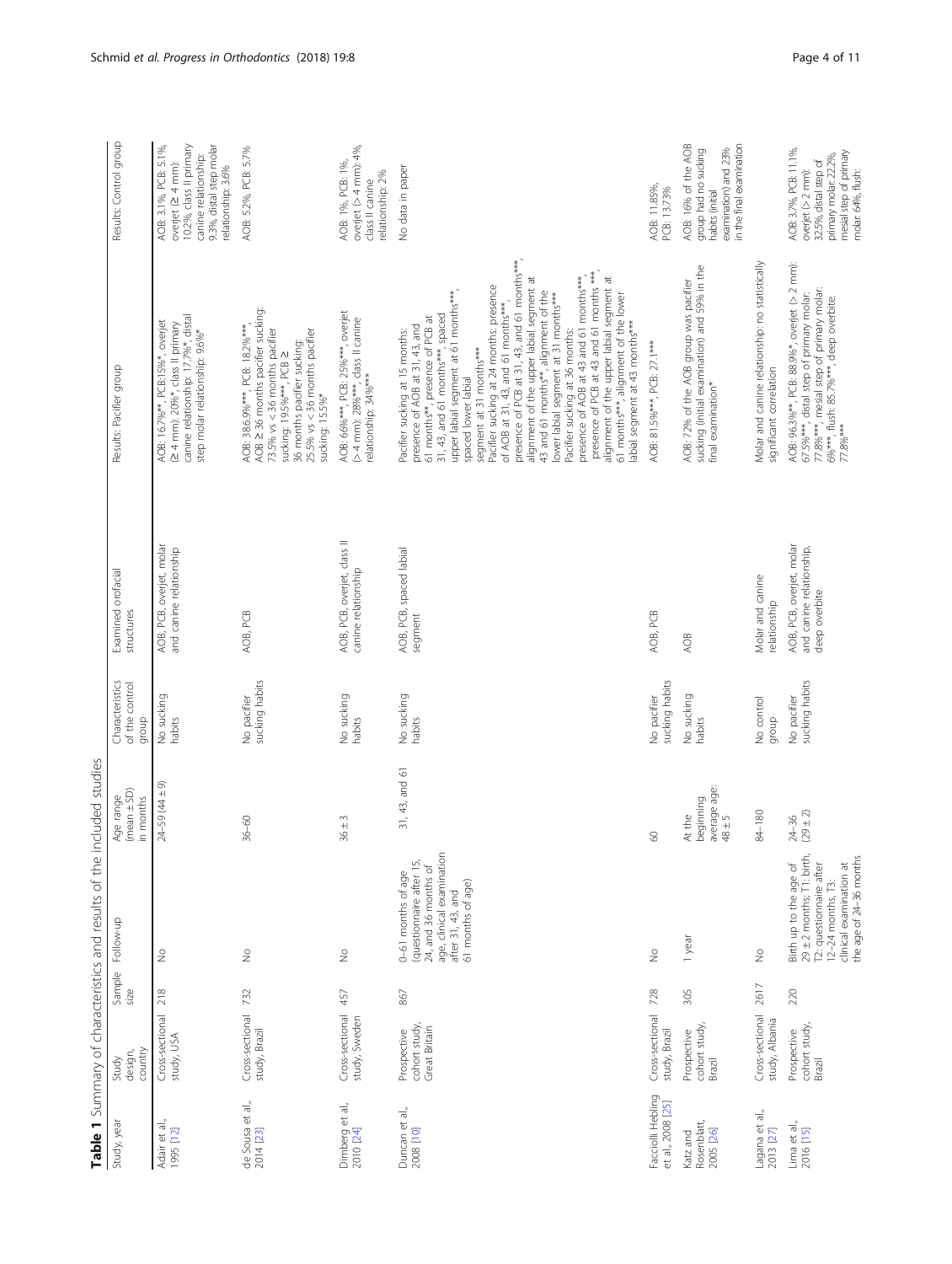**Table 1** Summary of characteristics and results of the included studies

| Study, year | Study design, country | Sample size | Follow-up | Age range (mean ± SD) in months | Characteristics of the control group | Examined orofacial structures | Results: Pacifier group | Results: Control group |
|---|---|---|---|---|---|---|---|---|
| Adair et al., 1995 [12] | Cross-sectional study, USA | 218 | No | 24–59 (44 ± 9) | No sucking habits | AOB, PCB, overjet, molar and canine relationship | AOB: 16.7%**, PCB:15%*, overjet (≥ 4 mm): 20%*, class II primary canine relationship: 17.7%*, distal step molar relationship: 9.6%* | AOB: 3.1%, PCB: 5.1%, overjet (≥ 4 mm): 10.2%, class II primary canine relationship: 9.3%, distal step molar relationship: 3.6% |
| de Sousa et al., 2014 [23] | Cross-sectional study, Brazil | 732 | No | 36–60 | No pacifier sucking habits | AOB, PCB | AOB: 38.6%***, PCB: 18.2%***, AOB ≥ 36 months pacifier sucking: 73.5% vs < 36 months pacifier sucking: 19.5%***, PCB ≥ 36 months pacifier sucking: 25.5% vs < 36 months pacifier sucking: 15.5%* | AOB: 5.2%, PCB: 5.7% |
| Dimberg et al., 2010 [24] | Cross-sectional study, Sweden | 457 | No | 36 ± 3 | No sucking habits | AOB, PCB, overjet, class II canine relationship | AOB: 66%***, PCB: 25%***, overjet (> 4 mm): 28%***, class II canine relationship: 34%*** | AOB: 1%, PCB: 1%, overjet (> 4 mm): 4%, class II canine relationship: 2% |
| Duncan et al., 2008 [10] | Prospective cohort study, Great Britain | 867 | 0–61 months of age (questionnaire after 15, 24, and 36 months of age, clinical examination after 31, 43, and 61 months of age) | 31, 43, and 61 | No sucking habits | AOB, PCB, spaced labial segment | Pacifier sucking at 15 months: presence of AOB at 31, 43, and 61 months**, presence of PCB at 31, 43, and 61 months***, spaced upper labial segment at 61 months***, spaced lower labial segment at 31 months*** Pacifier sucking at 24 months: presence of AOB at 31, 43, and 61 months***, presence of PCB at 31, 43, and 61 months***, alignment of the upper labial segment at 43 and 61 months**, alignment of the lower labial segment at 31 months*** Pacifier sucking at 36 months: presence of AOB at 43 and 61 months***, presence of PCB at 43 and 61 months ***, alignment of the upper labial segment at 61 months***, alignment of the lower labial segment at 43 months*** | No data in paper |
| Facciolli Hebling et al., 2008 [25] | Cross-sectional study, Brazil | 728 | No | 60 | No pacifier sucking habits | AOB, PCB | AOB: 81.5%***, PCB: 27.1*** | AOB: 11.85%, PCB: 13.73% |
| Katz and Rosenblatt, 2005 [26] | Prospective cohort study, Brazil | 305 | 1 year | At the beginning average age: 48 ± 5 | No sucking habits | AOB | AOB: 72% of the AOB group was pacifier sucking (initial examination) and 59% in the final examination* | AOB: 16% of the AOB group had no sucking habits (initial examination) and 23% in the final examination |
| Lagana et al., 2013 [27] | Cross-sectional study, Albania | 2617 | No | 84–180 | No control group | Molar and canine relationship | Molar and canine relationship: no statistically significant correlation | |
| Lima et al., 2016 [15] | Prospective cohort study, Brazil | 220 | Birth up to the age of 29 ± 2 months; T1: birth, T2: questionnaire after 12–24 months, T3: clinical examination at the age of 24–36 months | 24–36 (29 ± 2) | No pacifier sucking habits | AOB, PCB, overjet, molar and canine relationship, deep overbite | AOB: 96.3%**, PCB: 88.9%*, overjet (> 2 mm): 67.5%***, distal step of primary molar: 77.8%***, mesial step of primary molar: 6%***, flush: 85.7%***, deep overbite: 77.8%*** | AOB: 3.7%, PCB: 11.1%, overjet (> 2 mm): 32.5%, distal step of primary molar: 22.2%, mesial step of primary molar: 64%, flush: |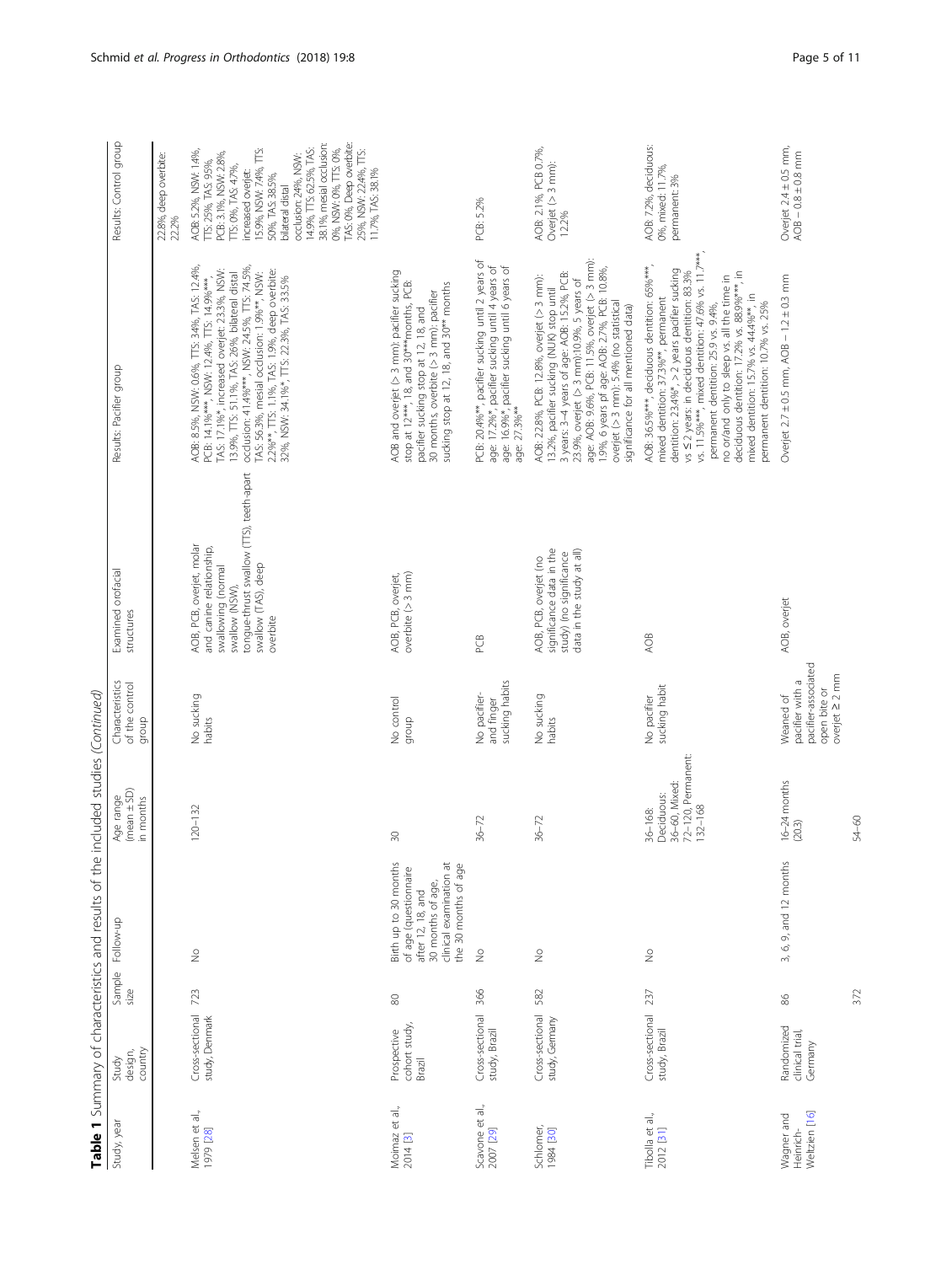**Table 1** Summary of characteristics and results of the included studies *(Continued)*

| Study, year | Study design, country | Sample size | Follow-up | Age range (mean ± SD) in months | Characteristics of the control group | Examined orofacial structures | Results: Pacifier group | Results: Control group |
|---|---|---|---|---|---|---|---|---|
| | | | | | | | | 22.8%, deep overbite: 22.2% |
| Melsen et al., 1979 [28] | Cross-sectional study, Denmark | 723 | No | 120–132 | No sucking habits | AOB, PCB, overjet, molar and canine relationship, swallowing (normal swallow (NSW), tongue-thrust swallow (TTS), teeth-apart swallow (TAS), deep overbite | AOB: 8.5%, NSW: 0.6%, TTS: 34%, TAS: 12.4%, PCB: 14.1%***, NSW: 12.4%, TTS: 14.9%***, TAS: 17.1%*, increased overjet: 23.3%, NSW: 13.9%, TTS: 51.1%, TAS: 26%, bilateral distal occlusion: 41.4%***, NSW: 24.5%, TTS: 74.5%, TAS: 56.3%, mesial occlusion: 1.9%**, NSW: 2.2%**, TTS: 1.1%, TAS: 1.9%, deep overbite: 32%, NSW: 34.1%*, TTS: 22.3%, TAS: 33.5% | AOB: 5.2%, NSW: 1.4%, TTS: 25%, TAS: 9.5%, PCB: 3.1%, NSW: 2.8%, TTS: 0%, TAS: 4.7%, increased overjet: 15.9%, NSW: 7.4%, TTS: 50%, TAS: 38.5%, bilateral distal occlusion: 24%, NSW: 14.9%, TTS: 62.5%, TAS: 38.1%, mesial occlusion: 0%, NSW: 0%, TTS: 0%, TAS: 0%, Deep overbite: 25%, NSW: 22.4%, TTS: 11.7%, TAS: 38.1% |
| Moimaz et al., 2014 [3] | Prospective cohort study, Brazil | 80 | Birth up to 30 months of age (questionnaire after 12, 18, and 30 months of age, clinical examination at the 30 months of age | 30 | No control group | AOB, PCB, overjet, overbite (> 3 mm) | AOB and overjet (> 3 mm): pacifier sucking stop at 12***, 18, and 30***months, PCB: pacifier sucking stop at 12, 18, and 30 months, overbite (> 3 mm): pacifier sucking stop at 12, 18, and 30** months | |
| Scavone et al., 2007 [29] | Cross-sectional study, Brazil | 366 | No | 36–72 | No pacifier- and finger sucking habits | PCB | PCB: 20.4%** pacifier sucking until 2 years of age: 17.2%*, pacifier sucking until 4 years of age: 16.9%*, pacifier sucking until 6 years of age: 27.3%** | PCB: 5.2% |
| Schlomer, 1984 [30] | Cross-sectional study, Germany | 582 | No | 36–72 | No sucking habits | AOB, PCB, overjet (no significance data in the study) (no significance data in the study at all) | AOB: 22.8%, PCB: 12.8%, overjet (> 3 mm): 13.2%, pacifier sucking (NUK) stop until 3 years: 3–4 years of age: AOB: 15.2%, PCB: 23.9%, overjet (> 3 mm):10.9%, 5 years of age: AOB: 9.6%, PCB: 11.5%, overjet (> 3 mm): 1.9%, 6 years pf age: AOB: 2.7%, PCB: 10.8%, overjet (> 3 mm): 5.4% (no statistical significance for all mentioned data) | AOB: 2.1%, PCB 0.7%, Overjet (> 3 mm): 12.2% |
| Tibolla et al., 2012 [31] | Cross-sectional study, Brazil | 237 | No | 36–168: Deciduous: 36–60, Mixed: 72–120, Permanent: 132–168 | No pacifier sucking habit | AOB | AOB: 36.5%***, deciduous dentition: 65%***, mixed dentition: 37.3%**, permanent dentition: 23.4%*, > 2 years pacifier sucking vs ≤ 2 years: in deciduous dentition: 83.3% vs. 11.5%***, mixed dentition: 47.6% vs. 11.7%***, permanent dentition: 25.9 vs. 9.4%, no or/and only to sleep vs. all the time in deciduous dentition: 17.2% vs. 88.9%*** in mixed dentition: 15.7% vs. 44.4%**, in permanent dentition: 10.7% vs. 25% | AOB: 7.2%, deciduous: 0%, mixed: 11.7%, permanent: 3% |
| Wagner and Heinrich-Weltzien [16] | Randomized clinical trial, Germany | 86 | 3, 6, 9, and 12 months | 16–24 months (20.3) | Weaned of pacifier with a pacifier-associated open bite or overjet ≥ 2 mm | AOB, overjet | Overjet 2.7 ± 0.5 mm, AOB − 1.2 ± 0.3 mm | Overjet 2.4 ± 0.5 mm, AOB − 0.8 ± 0.8 mm |
| | | 372 | | 54–60 | | | | |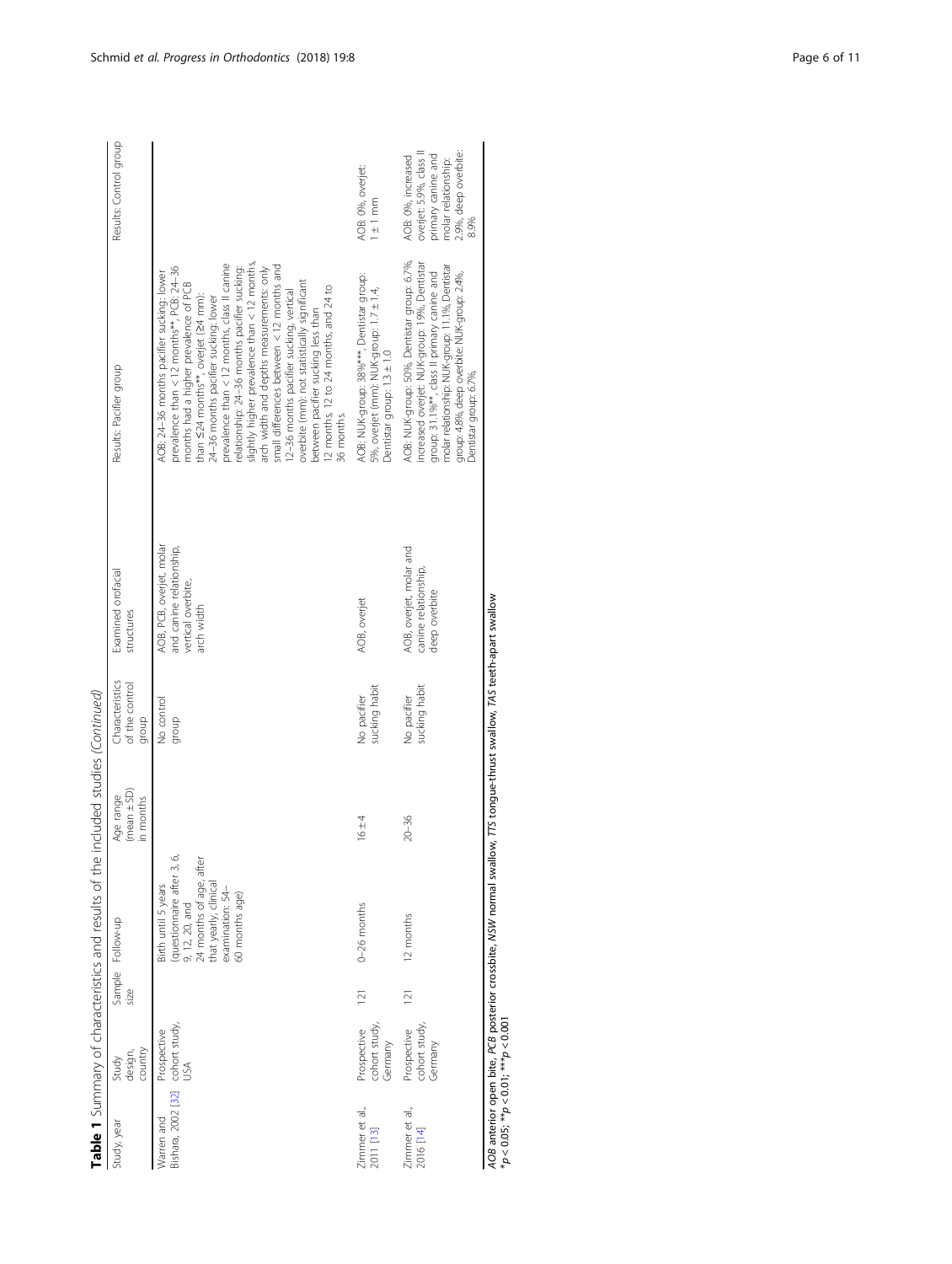**Table 1** Summary of characteristics and results of the included studies *(Continued)*

| Study, year | Study design, country | Sample size | Follow-up | Age range (mean ± SD) in months | Characteristics of the control group | Examined orofacial structures | Results: Pacifier group | Results: Control group |
|---|---|---|---|---|---|---|---|---|
| Warren and Bishara, 2002 [32] | Prospective cohort study, USA | | Birth until 5 years (questionnaire after 3, 6, 9, 12, 20, and 24 months of age, after that yearly, clinical examination: 54–60 months age) | | No control group | AOB, PCB, overjet, molar and canine relationship, vertical overbite, arch width | AOB: 24–36 months pacifier sucking: lower prevalence than < 12 months**. PCB: 24–36 months had a higher prevalence of PCB than ≤24 months**. overjet (≥4 mm): 24–36 months pacifier sucking: lower prevalence than < 12 months, class II canine relationship: 24–36 months pacifier sucking: slightly higher prevalence than < 12 months, arch width and depths measurements: only small differences between < 12 months and 12–36 months pacifier sucking, vertical overbite (mm): not statistically significant between pacifier sucking less than 12 months, 12 to 24 months, and 24 to 36 months. | |
| Zimmer et al., 2011 [13] | Prospective cohort study, Germany | 121 | 0–26 months | 16 ± 4 | No pacifier sucking habit | AOB, overjet | AOB: NUK-group: 38%***, Dentistar group: 5%, overjet (mm): NUK-group: 1.7 ± 1.4, Dentistar group: 1.3 ± 1.0 | AOB: 0%, overjet: 1 ± 1 mm |
| Zimmer et al., 2016 [14] | Prospective cohort study, Germany | 121 | 12 months | 20–36 | No pacifier sucking habit | AOB, overjet, molar and canine relationship, deep overbite | AOB: NUK-group: 50%, Dentistar group: 6.7%, increased overjet: NUK-group: 19%, Dentistar group: 31.1%**, class II primary canine and molar relationship: NUK-group: 11.1%, Dentistar group: 4.8%, deep overbite: NUK-group: 2.4%, Dentistar group: 6.7%, | AOB: 0%, increased overjet: 5.9%, class II primary canine and molar relationship: 2.9%, deep overbite: 8.9% |

*AOB* anterior open bite, *PCB* posterior crossbite, *NSW* normal swallow, *TTS* tongue-thrust swallow, *TAS* teeth-apart swallow
*$p < 0.05$; **$p < 0.01$; ***$p < 0.001$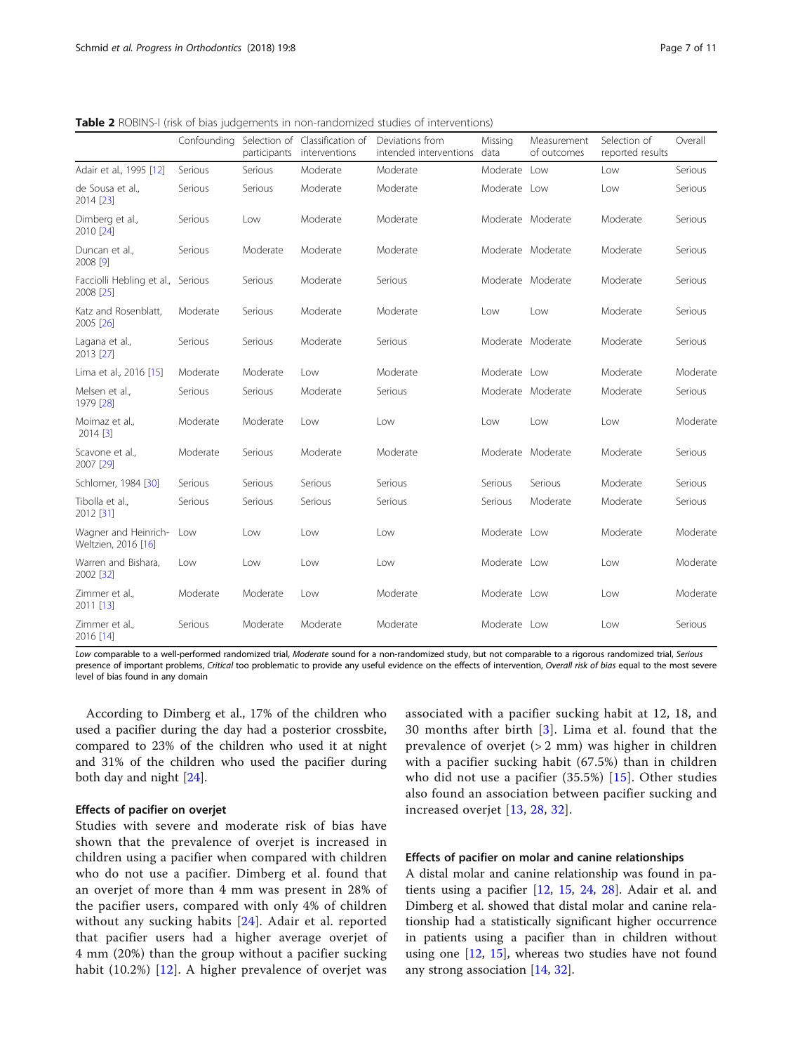**Table 2** ROBINS-I (risk of bias judgements in non-randomized studies of interventions)

| | Confounding | Selection of participants | Classification of interventions | Deviations from intended interventions | Missing data | Measurement of outcomes | Selection of reported results | Overall |
|---|---|---|---|---|---|---|---|---|
| Adair et al., 1995 [12] | Serious | Serious | Moderate | Moderate | Moderate | Low | Low | Serious |
| de Sousa et al., 2014 [23] | Serious | Serious | Moderate | Moderate | Moderate | Low | Low | Serious |
| Dimberg et al., 2010 [24] | Serious | Low | Moderate | Moderate | Moderate | Moderate | Moderate | Serious |
| Duncan et al., 2008 [9] | Serious | Moderate | Moderate | Moderate | Moderate | Moderate | Moderate | Serious |
| Facciolli Hebling et al., 2008 [25] | Serious | Serious | Moderate | Serious | Moderate | Moderate | Moderate | Serious |
| Katz and Rosenblatt, 2005 [26] | Moderate | Serious | Moderate | Moderate | Low | Low | Moderate | Serious |
| Lagana et al., 2013 [27] | Serious | Serious | Moderate | Serious | Moderate | Moderate | Moderate | Serious |
| Lima et al., 2016 [15] | Moderate | Moderate | Low | Moderate | Moderate | Low | Moderate | Moderate |
| Melsen et al., 1979 [28] | Serious | Serious | Moderate | Serious | Moderate | Moderate | Moderate | Serious |
| Moimaz et al., 2014 [3] | Moderate | Moderate | Low | Low | Low | Low | Low | Moderate |
| Scavone et al., 2007 [29] | Moderate | Serious | Moderate | Moderate | Moderate | Moderate | Moderate | Serious |
| Schlomer, 1984 [30] | Serious | Serious | Serious | Serious | Serious | Serious | Moderate | Serious |
| Tibolla et al., 2012 [31] | Serious | Serious | Serious | Serious | Serious | Moderate | Moderate | Serious |
| Wagner and Heinrich-Weltzien, 2016 [16] | Low | Low | Low | Low | Moderate | Low | Moderate | Moderate |
| Warren and Bishara, 2002 [32] | Low | Low | Low | Low | Moderate | Low | Low | Moderate |
| Zimmer et al., 2011 [13] | Moderate | Moderate | Low | Moderate | Moderate | Low | Low | Moderate |
| Zimmer et al., 2016 [14] | Serious | Moderate | Moderate | Moderate | Moderate | Low | Low | Serious |

*Low* comparable to a well-performed randomized trial, *Moderate* sound for a non-randomized study, but not comparable to a rigorous randomized trial, *Serious* presence of important problems, *Critical* too problematic to provide any useful evidence on the effects of intervention, *Overall risk of bias* equal to the most severe level of bias found in any domain

According to Dimberg et al., 17% of the children who used a pacifier during the day had a posterior crossbite, compared to 23% of the children who used it at night and 31% of the children who used the pacifier during both day and night [24].

### Effects of pacifier on overjet

Studies with severe and moderate risk of bias have shown that the prevalence of overjet is increased in children using a pacifier when compared with children who do not use a pacifier. Dimberg et al. found that an overjet of more than 4 mm was present in 28% of the pacifier users, compared with only 4% of children without any sucking habits [24]. Adair et al. reported that pacifier users had a higher average overjet of 4 mm (20%) than the group without a pacifier sucking habit (10.2%) [12]. A higher prevalence of overjet was associated with a pacifier sucking habit at 12, 18, and 30 months after birth [3]. Lima et al. found that the prevalence of overjet (> 2 mm) was higher in children with a pacifier sucking habit (67.5%) than in children who did not use a pacifier (35.5%) [15]. Other studies also found an association between pacifier sucking and increased overjet [13, 28, 32].

### Effects of pacifier on molar and canine relationships

A distal molar and canine relationship was found in patients using a pacifier [12, 15, 24, 28]. Adair et al. and Dimberg et al. showed that distal molar and canine relationship had a statistically significant higher occurrence in patients using a pacifier than in children without using one [12, 15], whereas two studies have not found any strong association [14, 32].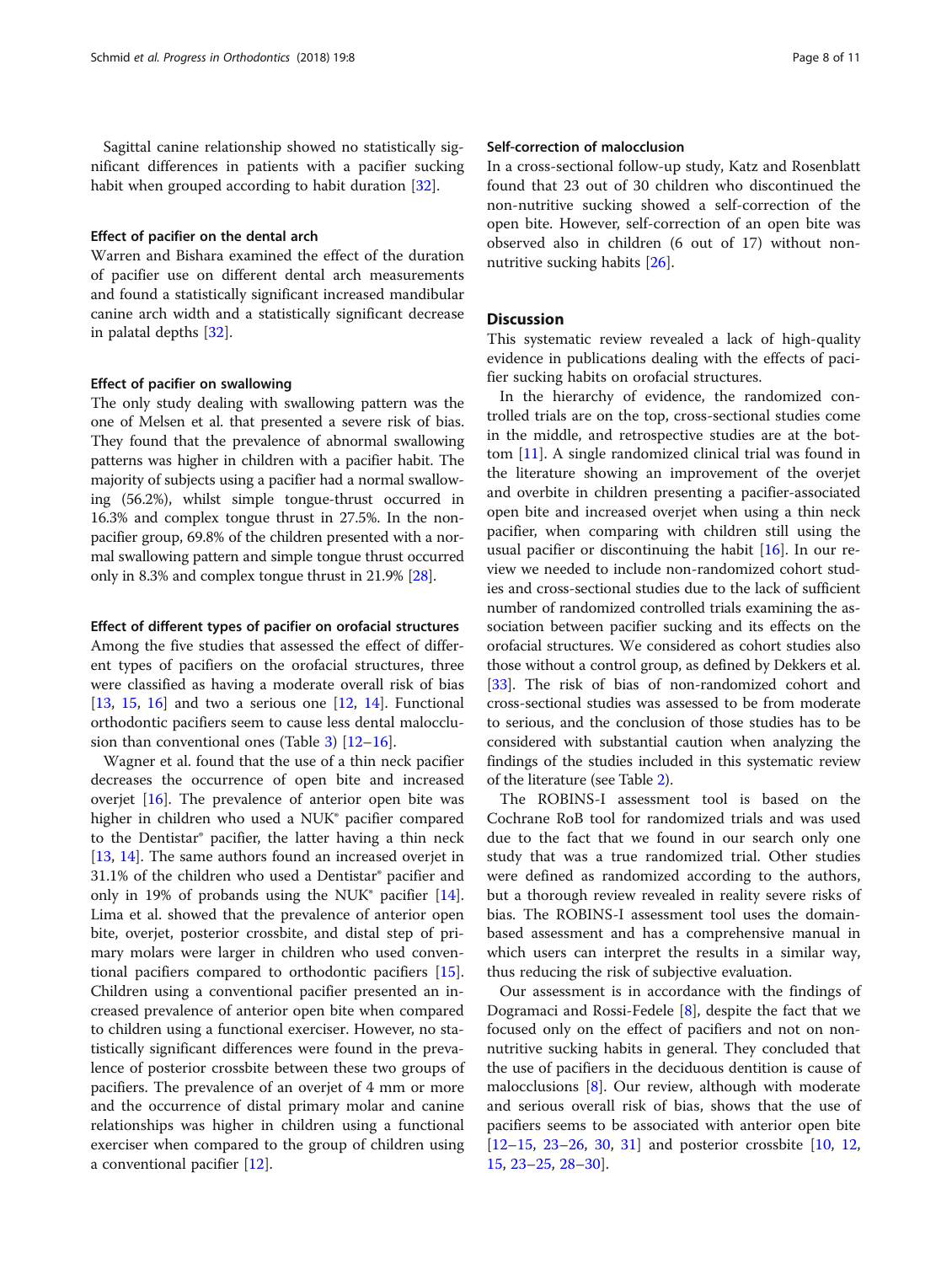Sagittal canine relationship showed no statistically significant differences in patients with a pacifier sucking habit when grouped according to habit duration [32].

### Effect of pacifier on the dental arch

Warren and Bishara examined the effect of the duration of pacifier use on different dental arch measurements and found a statistically significant increased mandibular canine arch width and a statistically significant decrease in palatal depths [32].

### Effect of pacifier on swallowing

The only study dealing with swallowing pattern was the one of Melsen et al. that presented a severe risk of bias. They found that the prevalence of abnormal swallowing patterns was higher in children with a pacifier habit. The majority of subjects using a pacifier had a normal swallowing (56.2%), whilst simple tongue-thrust occurred in 16.3% and complex tongue thrust in 27.5%. In the non-pacifier group, 69.8% of the children presented with a normal swallowing pattern and simple tongue thrust occurred only in 8.3% and complex tongue thrust in 21.9% [28].

### Effect of different types of pacifier on orofacial structures

Among the five studies that assessed the effect of different types of pacifiers on the orofacial structures, three were classified as having a moderate overall risk of bias [13, 15, 16] and two a serious one [12, 14]. Functional orthodontic pacifiers seem to cause less dental malocclusion than conventional ones (Table 3) [12–16].

Wagner et al. found that the use of a thin neck pacifier decreases the occurrence of open bite and increased overjet [16]. The prevalence of anterior open bite was higher in children who used a NUK® pacifier compared to the Dentistar® pacifier, the latter having a thin neck [13, 14]. The same authors found an increased overjet in 31.1% of the children who used a Dentistar® pacifier and only in 19% of probands using the NUK® pacifier [14]. Lima et al. showed that the prevalence of anterior open bite, overjet, posterior crossbite, and distal step of primary molars were larger in children who used conventional pacifiers compared to orthodontic pacifiers [15]. Children using a conventional pacifier presented an increased prevalence of anterior open bite when compared to children using a functional exerciser. However, no statistically significant differences were found in the prevalence of posterior crossbite between these two groups of pacifiers. The prevalence of an overjet of 4 mm or more and the occurrence of distal primary molar and canine relationships was higher in children using a functional exerciser when compared to the group of children using a conventional pacifier [12].

### Self-correction of malocclusion

In a cross-sectional follow-up study, Katz and Rosenblatt found that 23 out of 30 children who discontinued the non-nutritive sucking showed a self-correction of the open bite. However, self-correction of an open bite was observed also in children (6 out of 17) without non-nutritive sucking habits [26].

## Discussion

This systematic review revealed a lack of high-quality evidence in publications dealing with the effects of pacifier sucking habits on orofacial structures.

In the hierarchy of evidence, the randomized controlled trials are on the top, cross-sectional studies come in the middle, and retrospective studies are at the bottom [11]. A single randomized clinical trial was found in the literature showing an improvement of the overjet and overbite in children presenting a pacifier-associated open bite and increased overjet when using a thin neck pacifier, when comparing with children still using the usual pacifier or discontinuing the habit [16]. In our review we needed to include non-randomized cohort studies and cross-sectional studies due to the lack of sufficient number of randomized controlled trials examining the association between pacifier sucking and its effects on the orofacial structures. We considered as cohort studies also those without a control group, as defined by Dekkers et al. [33]. The risk of bias of non-randomized cohort and cross-sectional studies was assessed to be from moderate to serious, and the conclusion of those studies has to be considered with substantial caution when analyzing the findings of the studies included in this systematic review of the literature (see Table 2).

The ROBINS-I assessment tool is based on the Cochrane RoB tool for randomized trials and was used due to the fact that we found in our search only one study that was a true randomized trial. Other studies were defined as randomized according to the authors, but a thorough review revealed in reality severe risks of bias. The ROBINS-I assessment tool uses the domain-based assessment and has a comprehensive manual in which users can interpret the results in a similar way, thus reducing the risk of subjective evaluation.

Our assessment is in accordance with the findings of Dogramaci and Rossi-Fedele [8], despite the fact that we focused only on the effect of pacifiers and not on non-nutritive sucking habits in general. They concluded that the use of pacifiers in the deciduous dentition is cause of malocclusions [8]. Our review, although with moderate and serious overall risk of bias, shows that the use of pacifiers seems to be associated with anterior open bite [12–15, 23–26, 30, 31] and posterior crossbite [10, 12, 15, 23–25, 28–30].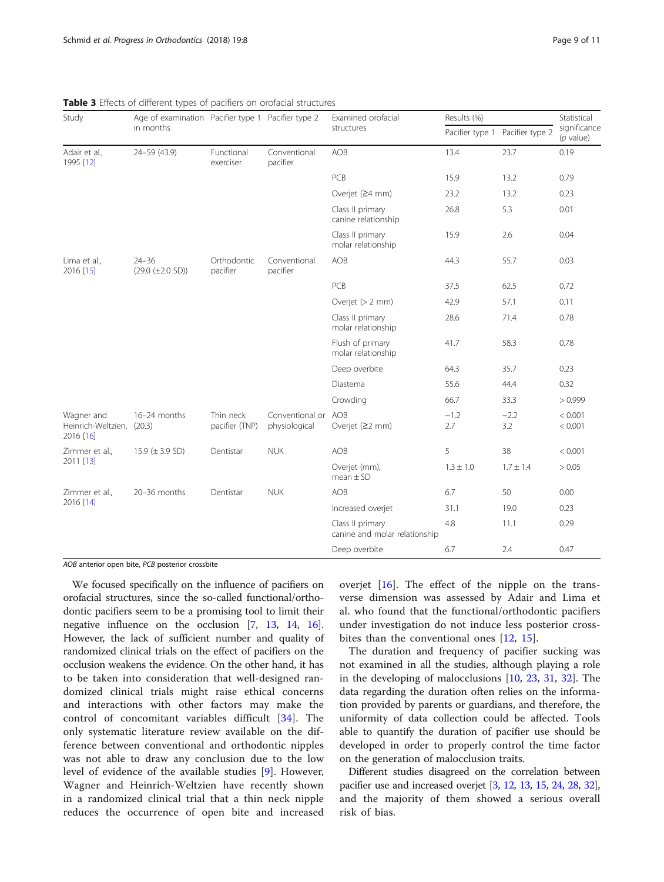**Table 3** Effects of different types of pacifiers on orofacial structures

| Study | Age of examination in months | Pacifier type 1 | Pacifier type 2 | Examined orofacial structures | Results (%) | | Statistical significance (*p* value) |
|---|---|---|---|---|---|---|---|
| | | | | | Pacifier type 1 | Pacifier type 2 | |
| Adair et al., 1995 [12] | 24–59 (43.9) | Functional exerciser | Conventional pacifier | AOB | 13.4 | 23.7 | 0.19 |
| | | | | PCB | 15.9 | 13.2 | 0.79 |
| | | | | Overjet (≥4 mm) | 23.2 | 13.2 | 0.23 |
| | | | | Class II primary canine relationship | 26.8 | 5.3 | 0.01 |
| | | | | Class II primary molar relationship | 15.9 | 2.6 | 0.04 |
| Lima et al., 2016 [15] | 24–36 (29.0 (±2.0 SD)) | Orthodontic pacifier | Conventional pacifier | AOB | 44.3 | 55.7 | 0.03 |
| | | | | PCB | 37.5 | 62.5 | 0.72 |
| | | | | Overjet (> 2 mm) | 42.9 | 57.1 | 0.11 |
| | | | | Class II primary molar relationship | 28.6 | 71.4 | 0.78 |
| | | | | Flush of primary molar relationship | 41.7 | 58.3 | 0.78 |
| | | | | Deep overbite | 64.3 | 35.7 | 0.23 |
| | | | | Diastema | 55.6 | 44.4 | 0.32 |
| | | | | Crowding | 66.7 | 33.3 | > 0.999 |
| Wagner and Heinrich-Weltzien, 2016 [16] | 16–24 months (20.3) | Thin neck pacifier (TNP) | Conventional or physiological | AOB<br>Overjet (≥2 mm) | −1.2<br>2.7 | −2.2<br>3.2 | < 0.001<br>< 0.001 |
| Zimmer et al., 2011 [13] | 15.9 (± 3.9 SD) | Dentistar | NUK | AOB | 5 | 38 | < 0.001 |
| | | | | Overjet (mm), mean ± SD | 1.3 ± 1.0 | 1.7 ± 1.4 | > 0.05 |
| Zimmer et al., 2016 [14] | 20–36 months | Dentistar | NUK | AOB | 6.7 | 50 | 0.00 |
| | | | | Increased overjet | 31.1 | 19.0 | 0.23 |
| | | | | Class II primary canine and molar relationship | 4.8 | 11.1 | 0.29 |
| | | | | Deep overbite | 6.7 | 2.4 | 0.47 |

*AOB* anterior open bite, *PCB* posterior crossbite

We focused specifically on the influence of pacifiers on orofacial structures, since the so-called functional/orthodontic pacifiers seem to be a promising tool to limit their negative influence on the occlusion [7, 13, 14, 16]. However, the lack of sufficient number and quality of randomized clinical trials on the effect of pacifiers on the occlusion weakens the evidence. On the other hand, it has to be taken into consideration that well-designed randomized clinical trials might raise ethical concerns and interactions with other factors may make the control of concomitant variables difficult [34]. The only systematic literature review available on the difference between conventional and orthodontic nipples was not able to draw any conclusion due to the low level of evidence of the available studies [9]. However, Wagner and Heinrich-Weltzien have recently shown in a randomized clinical trial that a thin neck nipple reduces the occurrence of open bite and increased overjet [16]. The effect of the nipple on the transverse dimension was assessed by Adair and Lima et al. who found that the functional/orthodontic pacifiers under investigation do not induce less posterior crossbites than the conventional ones [12, 15].

The duration and frequency of pacifier sucking was not examined in all the studies, although playing a role in the developing of malocclusions [10, 23, 31, 32]. The data regarding the duration often relies on the information provided by parents or guardians, and therefore, the uniformity of data collection could be affected. Tools able to quantify the duration of pacifier use should be developed in order to properly control the time factor on the generation of malocclusion traits.

Different studies disagreed on the correlation between pacifier use and increased overjet [3, 12, 13, 15, 24, 28, 32], and the majority of them showed a serious overall risk of bias.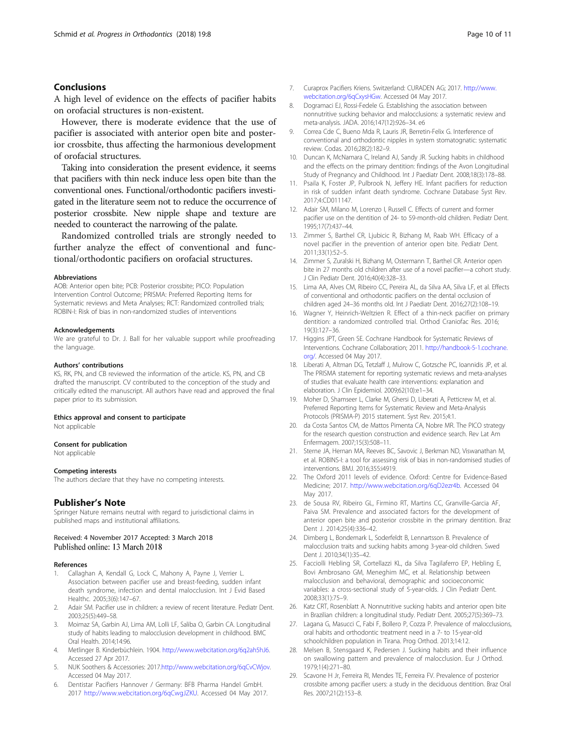## Conclusions

A high level of evidence on the effects of pacifier habits on orofacial structures is non-existent.

However, there is moderate evidence that the use of pacifier is associated with anterior open bite and posterior crossbite, thus affecting the harmonious development of orofacial structures.

Taking into consideration the present evidence, it seems that pacifiers with thin neck induce less open bite than the conventional ones. Functional/orthodontic pacifiers investigated in the literature seem not to reduce the occurrence of posterior crossbite. New nipple shape and texture are needed to counteract the narrowing of the palate.

Randomized controlled trials are strongly needed to further analyze the effect of conventional and functional/orthodontic pacifiers on orofacial structures.

#### Abbreviations

AOB: Anterior open bite; PCB: Posterior crossbite; PICO: Population Intervention Control Outcome; PRISMA: Preferred Reporting Items for Systematic reviews and Meta Analyses; RCT: Randomized controlled trials; ROBIN-I: Risk of bias in non-randomized studies of interventions

#### Acknowledgements

We are grateful to Dr. J. Ball for her valuable support while proofreading the language.

#### Authors' contributions

KS, RK, PN, and CB reviewed the information of the article. KS, PN, and CB drafted the manuscript. CV contributed to the conception of the study and critically edited the manuscript. All authors have read and approved the final paper prior to its submission.

#### Ethics approval and consent to participate

Not applicable

#### Consent for publication

Not applicable

#### Competing interests

The authors declare that they have no competing interests.

## Publisher's Note

Springer Nature remains neutral with regard to jurisdictional claims in published maps and institutional affiliations.

Received: 4 November 2017 Accepted: 3 March 2018
Published online: 13 March 2018

#### References

1. Callaghan A, Kendall G, Lock C, Mahony A, Payne J, Verrier L. Association between pacifier use and breast-feeding, sudden infant death syndrome, infection and dental malocclusion. Int J Evid Based Healthc. 2005;3(6):147–67.
2. Adair SM. Pacifier use in children: a review of recent literature. Pediatr Dent. 2003;25(5):449–58.
3. Moimaz SA, Garbin AJ, Lima AM, Lolli LF, Saliba O, Garbin CA. Longitudinal study of habits leading to malocclusion development in childhood. BMC Oral Health. 2014;14:96.
4. Metlinger B. Kinderbüchlein. 1904. http://www.webcitation.org/6q2ah5hJ6. Accessed 27 Apr 2017.
5. NUK Soothers & Accessories: 2017.http://www.webcitation.org/6qCvCWjov. Accessed 04 May 2017.
6. Dentistar Pacifiers Hannover / Germany: BFB Pharma Handel GmbH. 2017 http://www.webcitation.org/6qCwgJZKU. Accessed 04 May 2017.
7. Curaprox Pacifiers Kriens. Switzerland: CURADEN AG; 2017. http://www.webcitation.org/6qCxysHGw. Accessed 04 May 2017.
8. Dogramaci EJ, Rossi-Fedele G. Establishing the association between nonnutritive sucking behavior and malocclusions: a systematic review and meta-analysis. JADA. 2016;147(12):926–34. e6
9. Correa Cde C, Bueno Mda R, Lauris JR, Berretin-Felix G. Interference of conventional and orthodontic nipples in system stomatognatic: systematic review. Codas. 2016;28(2):182–9.
10. Duncan K, McNamara C, Ireland AJ, Sandy JR. Sucking habits in childhood and the effects on the primary dentition: findings of the Avon Longitudinal Study of Pregnancy and Childhood. Int J Paediatr Dent. 2008;18(3):178–88.
11. Psaila K, Foster JP, Pulbrook N, Jeffery HE. Infant pacifiers for reduction in risk of sudden infant death syndrome. Cochrane Database Syst Rev. 2017;4:CD011147.
12. Adair SM, Milano M, Lorenzo I, Russell C. Effects of current and former pacifier use on the dentition of 24- to 59-month-old children. Pediatr Dent. 1995;17(7):437–44.
13. Zimmer S, Barthel CR, Ljubicic R, Bizhang M, Raab WH. Efficacy of a novel pacifier in the prevention of anterior open bite. Pediatr Dent. 2011;33(1):52–5.
14. Zimmer S, Zuralski H, Bizhang M, Ostermann T, Barthel CR. Anterior open bite in 27 months old children after use of a novel pacifier—a cohort study. J Clin Pediatr Dent. 2016;40(4):328–33.
15. Lima AA, Alves CM, Ribeiro CC, Pereira AL, da Silva AA, Silva LF, et al. Effects of conventional and orthodontic pacifiers on the dental occlusion of children aged 24–36 months old. Int J Paediatr Dent. 2016;27(2):108–19.
16. Wagner Y, Heinrich-Weltzien R. Effect of a thin-neck pacifier on primary dentition: a randomized controlled trial. Orthod Craniofac Res. 2016;19(3):127–36.
17. Higgins JPT, Green SE. Cochrane Handbook for Systematic Reviews of Interventions. Cochrane Collaboration; 2011. http://handbook-5-1.cochrane.org/. Accessed 04 May 2017.
18. Liberati A, Altman DG, Tetzlaff J, Mulrow C, Gotzsche PC, Ioannidis JP, et al. The PRISMA statement for reporting systematic reviews and meta-analyses of studies that evaluate health care interventions: explanation and elaboration. J Clin Epidemiol. 2009;62(10):e1–34.
19. Moher D, Shamseer L, Clarke M, Ghersi D, Liberati A, Petticrew M, et al. Preferred Reporting Items for Systematic Review and Meta-Analysis Protocols (PRISMA-P) 2015 statement. Syst Rev. 2015;4:1.
20. da Costa Santos CM, de Mattos Pimenta CA, Nobre MR. The PICO strategy for the research question construction and evidence search. Rev Lat Am Enfermagem. 2007;15(3):508–11.
21. Sterne JA, Hernan MA, Reeves BC, Savovic J, Berkman ND, Viswanathan M, et al. ROBINS-I: a tool for assessing risk of bias in non-randomised studies of interventions. BMJ. 2016;355:i4919.
22. The Oxford 2011 levels of evidence. Oxford: Centre for Evidence-Based Medicine; 2017. http://www.webcitation.org/6qD2ezr4b. Accessed 04 May 2017.
23. de Sousa RV, Ribeiro GL, Firmino RT, Martins CC, Granville-Garcia AF, Paiva SM. Prevalence and associated factors for the development of anterior open bite and posterior crossbite in the primary dentition. Braz Dent J. 2014;25(4):336–42.
24. Dimberg L, Bondemark L, Soderfeldt B, Lennartsson B. Prevalence of malocclusion traits and sucking habits among 3-year-old children. Swed Dent J. 2010;34(1):35–42.
25. Facciolli Hebling SR, Cortellazzi KL, da Silva Tagliaferro EP, Hebling E, Bovi Ambrosano GM, Meneghim MC, et al. Relationship between malocclusion and behavioral, demographic and socioeconomic variables: a cross-sectional study of 5-year-olds. J Clin Pediatr Dent. 2008;33(1):75–9.
26. Katz CRT, Rosenblatt A. Nonnutritive sucking habits and anterior open bite in Brazilian children: a longitudinal study. Pediatr Dent. 2005;27(5):369–73.
27. Lagana G, Masucci C, Fabi F, Bollero P, Cozza P. Prevalence of malocclusions, oral habits and orthodontic treatment need in a 7- to 15-year-old schoolchildren population in Tirana. Prog Orthod. 2013;14:12.
28. Melsen B, Stensgaard K, Pedersen J. Sucking habits and their influence on swallowing pattern and prevalence of malocclusion. Eur J Orthod. 1979;1(4):271–80.
29. Scavone H Jr, Ferreira RI, Mendes TE, Ferreira FV. Prevalence of posterior crossbite among pacifier users: a study in the deciduous dentition. Braz Oral Res. 2007;21(2):153–8.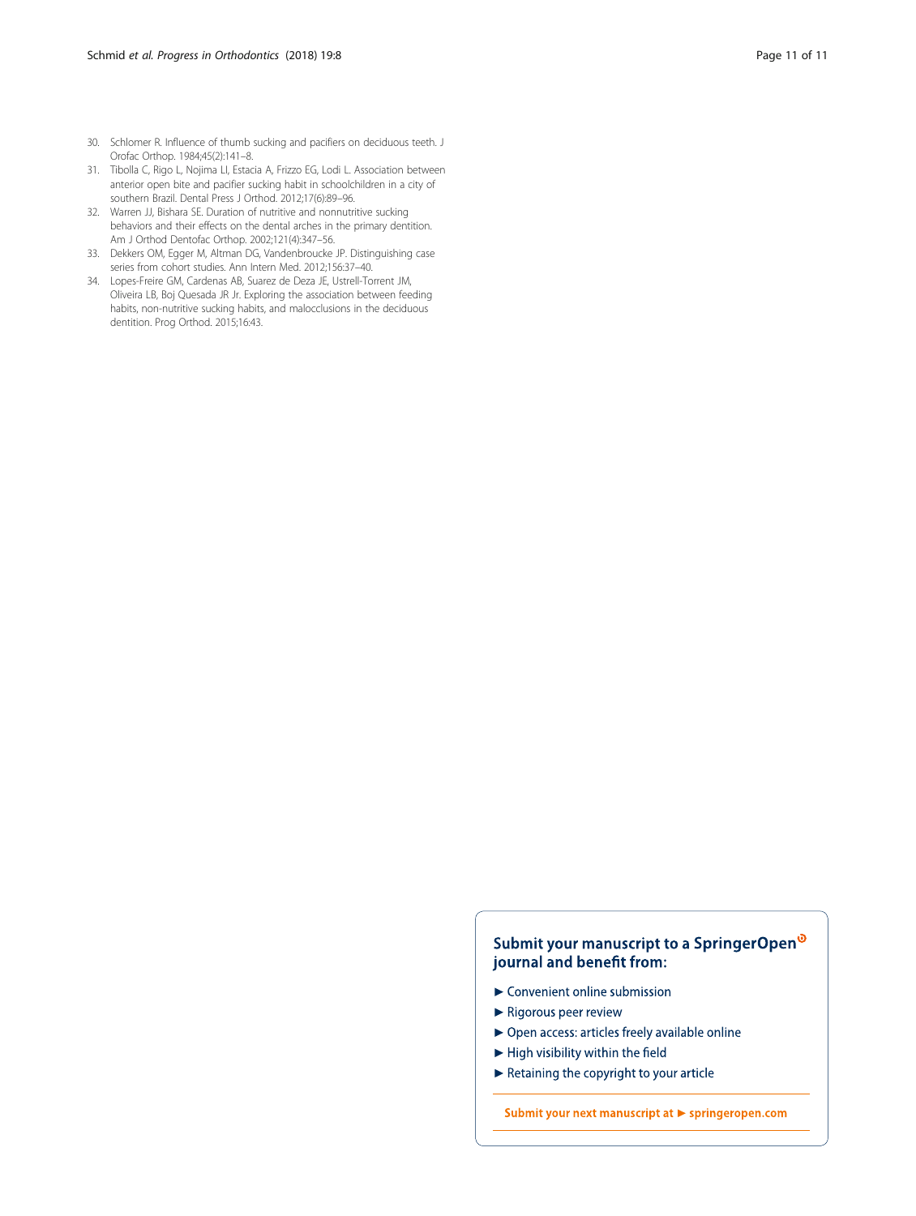30. Schlomer R. Influence of thumb sucking and pacifiers on deciduous teeth. J Orofac Orthop. 1984;45(2):141–8.
31. Tibolla C, Rigo L, Nojima LI, Estacia A, Frizzo EG, Lodi L. Association between anterior open bite and pacifier sucking habit in schoolchildren in a city of southern Brazil. Dental Press J Orthod. 2012;17(6):89–96.
32. Warren JJ, Bishara SE. Duration of nutritive and nonnutritive sucking behaviors and their effects on the dental arches in the primary dentition. Am J Orthod Dentofac Orthop. 2002;121(4):347–56.
33. Dekkers OM, Egger M, Altman DG, Vandenbroucke JP. Distinguishing case series from cohort studies. Ann Intern Med. 2012;156:37–40.
34. Lopes-Freire GM, Cardenas AB, Suarez de Deza JE, Ustrell-Torrent JM, Oliveira LB, Boj Quesada JR Jr. Exploring the association between feeding habits, non-nutritive sucking habits, and malocclusions in the deciduous dentition. Prog Orthod. 2015;16:43.

**Submit your manuscript to a SpringerOpen journal and benefit from:**

- ► Convenient online submission
- ► Rigorous peer review
- ► Open access: articles freely available online
- ► High visibility within the field
- ► Retaining the copyright to your article

**Submit your next manuscript at ► springeropen.com**